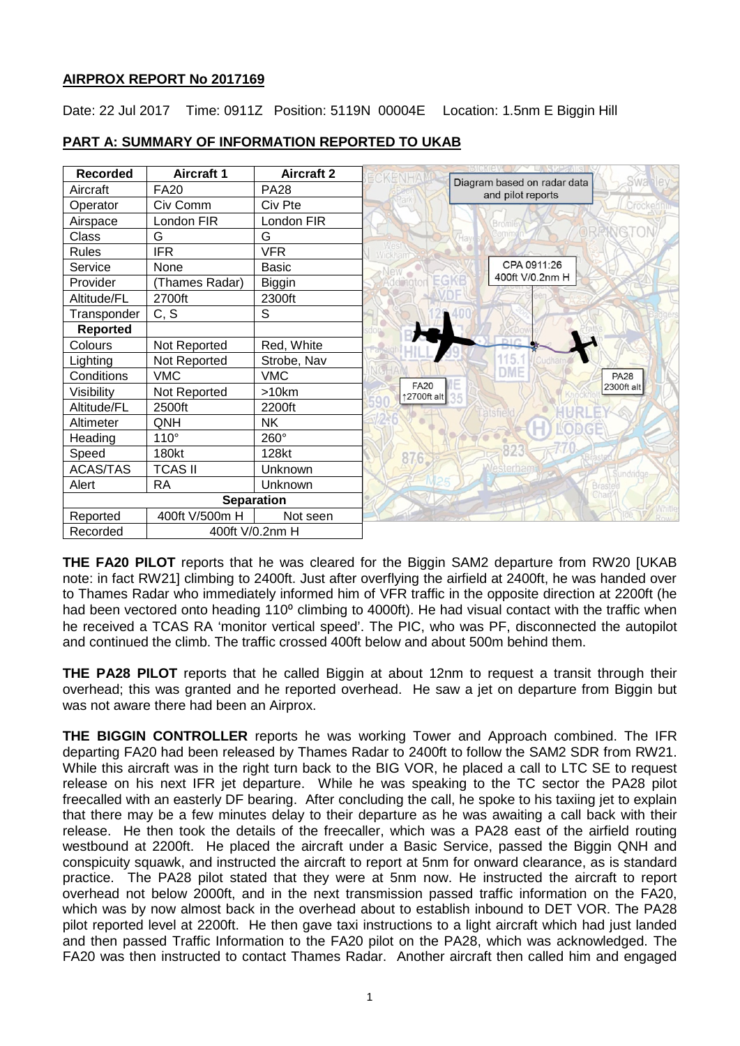## AIRPROX REPORT No 2017169

Date: 22 Jul 2017 Time: 0911Z Position: 5119N 00004E Location: 1.5nm E Biggin Hill

## PART A: SUMMARY OF INFORMATION REPORTED TO UKAB

| Recorded | Aircraft 1 | Aircraft 2 |
|---|---|---|
| Aircraft | FA20 | PA28 |
| Operator | Civ Comm | Civ Pte |
| Airspace | London FIR | London FIR |
| Class | G | G |
| Rules | IFR | VFR |
| Service | None | Basic |
| Provider | (Thames Radar) | Biggin |
| Altitude/FL | 2700ft | 2300ft |
| Transponder | C, S | S |
| **Reported** | | |
| Colours | Not Reported | Red, White |
| Lighting | Not Reported | Strobe, Nav |
| Conditions | VMC | VMC |
| Visibility | Not Reported | >10km |
| Altitude/FL | 2500ft | 2200ft |
| Altimeter | QNH | NK |
| Heading | 110° | 260° |
| Speed | 180kt | 128kt |
| ACAS/TAS | TCAS II | Unknown |
| Alert | RA | Unknown |
| **Separation** | | |
| Reported | 400ft V/500m H | Not seen |
| Recorded | 400ft V/0.2nm H | |

Diagram based on radar data and pilot reports

CPA 0911:26 400ft V/0.2nm H

FA20 ↑2700ft alt

PA28 2300ft alt

**THE FA20 PILOT** reports that he was cleared for the Biggin SAM2 departure from RW20 [UKAB note: in fact RW21] climbing to 2400ft. Just after overflying the airfield at 2400ft, he was handed over to Thames Radar who immediately informed him of VFR traffic in the opposite direction at 2200ft (he had been vectored onto heading 110º climbing to 4000ft). He had visual contact with the traffic when he received a TCAS RA 'monitor vertical speed'. The PIC, who was PF, disconnected the autopilot and continued the climb. The traffic crossed 400ft below and about 500m behind them.

**THE PA28 PILOT** reports that he called Biggin at about 12nm to request a transit through their overhead; this was granted and he reported overhead. He saw a jet on departure from Biggin but was not aware there had been an Airprox.

**THE BIGGIN CONTROLLER** reports he was working Tower and Approach combined. The IFR departing FA20 had been released by Thames Radar to 2400ft to follow the SAM2 SDR from RW21. While this aircraft was in the right turn back to the BIG VOR, he placed a call to LTC SE to request release on his next IFR jet departure. While he was speaking to the TC sector the PA28 pilot freecalled with an easterly DF bearing. After concluding the call, he spoke to his taxiing jet to explain that there may be a few minutes delay to their departure as he was awaiting a call back with their release. He then took the details of the freecaller, which was a PA28 east of the airfield routing westbound at 2200ft. He placed the aircraft under a Basic Service, passed the Biggin QNH and conspicuity squawk, and instructed the aircraft to report at 5nm for onward clearance, as is standard practice. The PA28 pilot stated that they were at 5nm now. He instructed the aircraft to report overhead not below 2000ft, and in the next transmission passed traffic information on the FA20, which was by now almost back in the overhead about to establish inbound to DET VOR. The PA28 pilot reported level at 2200ft. He then gave taxi instructions to a light aircraft which had just landed and then passed Traffic Information to the FA20 pilot on the PA28, which was acknowledged. The FA20 was then instructed to contact Thames Radar. Another aircraft then called him and engaged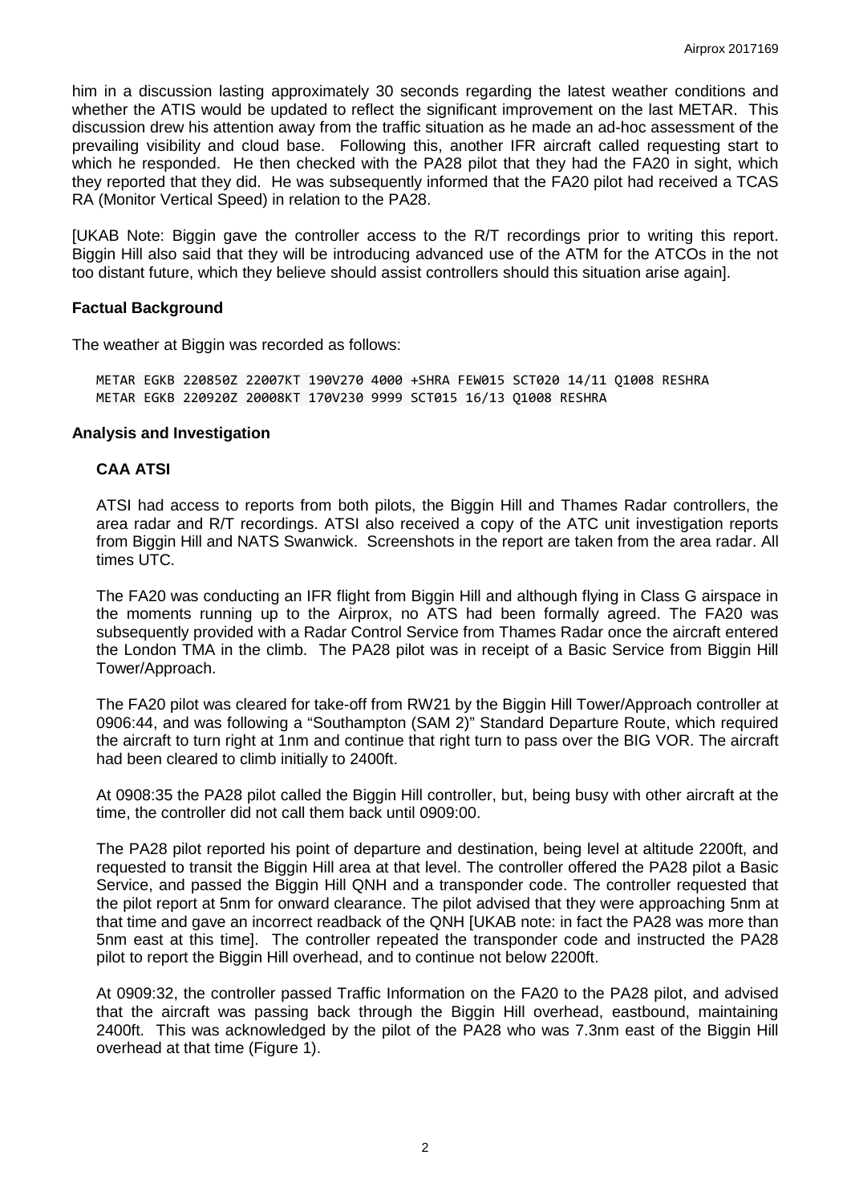him in a discussion lasting approximately 30 seconds regarding the latest weather conditions and whether the ATIS would be updated to reflect the significant improvement on the last METAR. This discussion drew his attention away from the traffic situation as he made an ad-hoc assessment of the prevailing visibility and cloud base. Following this, another IFR aircraft called requesting start to which he responded. He then checked with the PA28 pilot that they had the FA20 in sight, which they reported that they did. He was subsequently informed that the FA20 pilot had received a TCAS RA (Monitor Vertical Speed) in relation to the PA28.

[UKAB Note: Biggin gave the controller access to the R/T recordings prior to writing this report. Biggin Hill also said that they will be introducing advanced use of the ATM for the ATCOs in the not too distant future, which they believe should assist controllers should this situation arise again].

## Factual Background

The weather at Biggin was recorded as follows:

```
METAR EGKB 220850Z 22007KT 190V270 4000 +SHRA FEW015 SCT020 14/11 Q1008 RESHRA
METAR EGKB 220920Z 20008KT 170V230 9999 SCT015 16/13 Q1008 RESHRA
```

## Analysis and Investigation

### CAA ATSI

ATSI had access to reports from both pilots, the Biggin Hill and Thames Radar controllers, the area radar and R/T recordings. ATSI also received a copy of the ATC unit investigation reports from Biggin Hill and NATS Swanwick. Screenshots in the report are taken from the area radar. All times UTC.

The FA20 was conducting an IFR flight from Biggin Hill and although flying in Class G airspace in the moments running up to the Airprox, no ATS had been formally agreed. The FA20 was subsequently provided with a Radar Control Service from Thames Radar once the aircraft entered the London TMA in the climb. The PA28 pilot was in receipt of a Basic Service from Biggin Hill Tower/Approach.

The FA20 pilot was cleared for take-off from RW21 by the Biggin Hill Tower/Approach controller at 0906:44, and was following a "Southampton (SAM 2)" Standard Departure Route, which required the aircraft to turn right at 1nm and continue that right turn to pass over the BIG VOR. The aircraft had been cleared to climb initially to 2400ft.

At 0908:35 the PA28 pilot called the Biggin Hill controller, but, being busy with other aircraft at the time, the controller did not call them back until 0909:00.

The PA28 pilot reported his point of departure and destination, being level at altitude 2200ft, and requested to transit the Biggin Hill area at that level. The controller offered the PA28 pilot a Basic Service, and passed the Biggin Hill QNH and a transponder code. The controller requested that the pilot report at 5nm for onward clearance. The pilot advised that they were approaching 5nm at that time and gave an incorrect readback of the QNH [UKAB note: in fact the PA28 was more than 5nm east at this time]. The controller repeated the transponder code and instructed the PA28 pilot to report the Biggin Hill overhead, and to continue not below 2200ft.

At 0909:32, the controller passed Traffic Information on the FA20 to the PA28 pilot, and advised that the aircraft was passing back through the Biggin Hill overhead, eastbound, maintaining 2400ft. This was acknowledged by the pilot of the PA28 who was 7.3nm east of the Biggin Hill overhead at that time (Figure 1).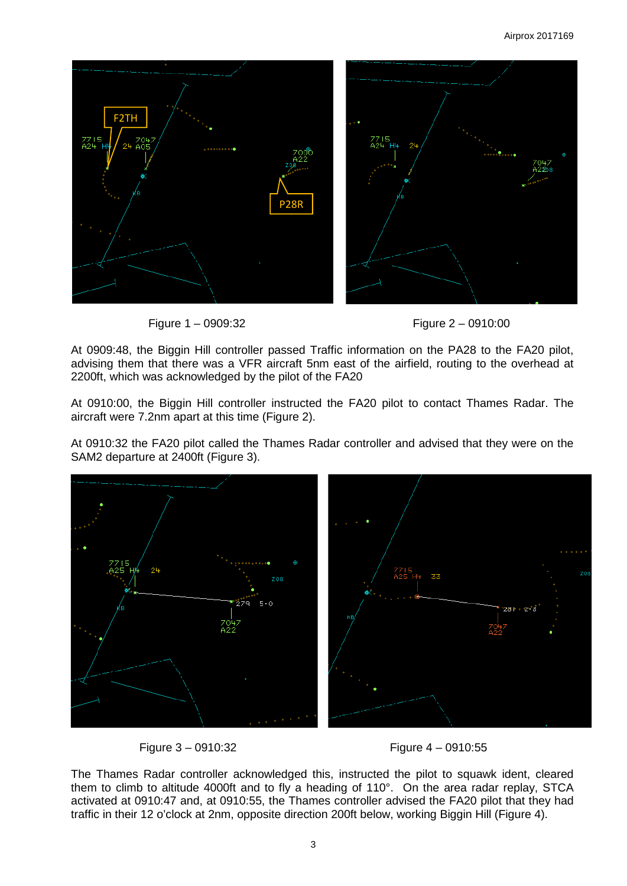Figure 1 – 0909:32

Figure 2 – 0910:00

At 0909:48, the Biggin Hill controller passed Traffic information on the PA28 to the FA20 pilot, advising them that there was a VFR aircraft 5nm east of the airfield, routing to the overhead at 2200ft, which was acknowledged by the pilot of the FA20

At 0910:00, the Biggin Hill controller instructed the FA20 pilot to contact Thames Radar. The aircraft were 7.2nm apart at this time (Figure 2).

At 0910:32 the FA20 pilot called the Thames Radar controller and advised that they were on the SAM2 departure at 2400ft (Figure 3).

Figure 3 – 0910:32

Figure 4 – 0910:55

The Thames Radar controller acknowledged this, instructed the pilot to squawk ident, cleared them to climb to altitude 4000ft and to fly a heading of 110°. On the area radar replay, STCA activated at 0910:47 and, at 0910:55, the Thames controller advised the FA20 pilot that they had traffic in their 12 o'clock at 2nm, opposite direction 200ft below, working Biggin Hill (Figure 4).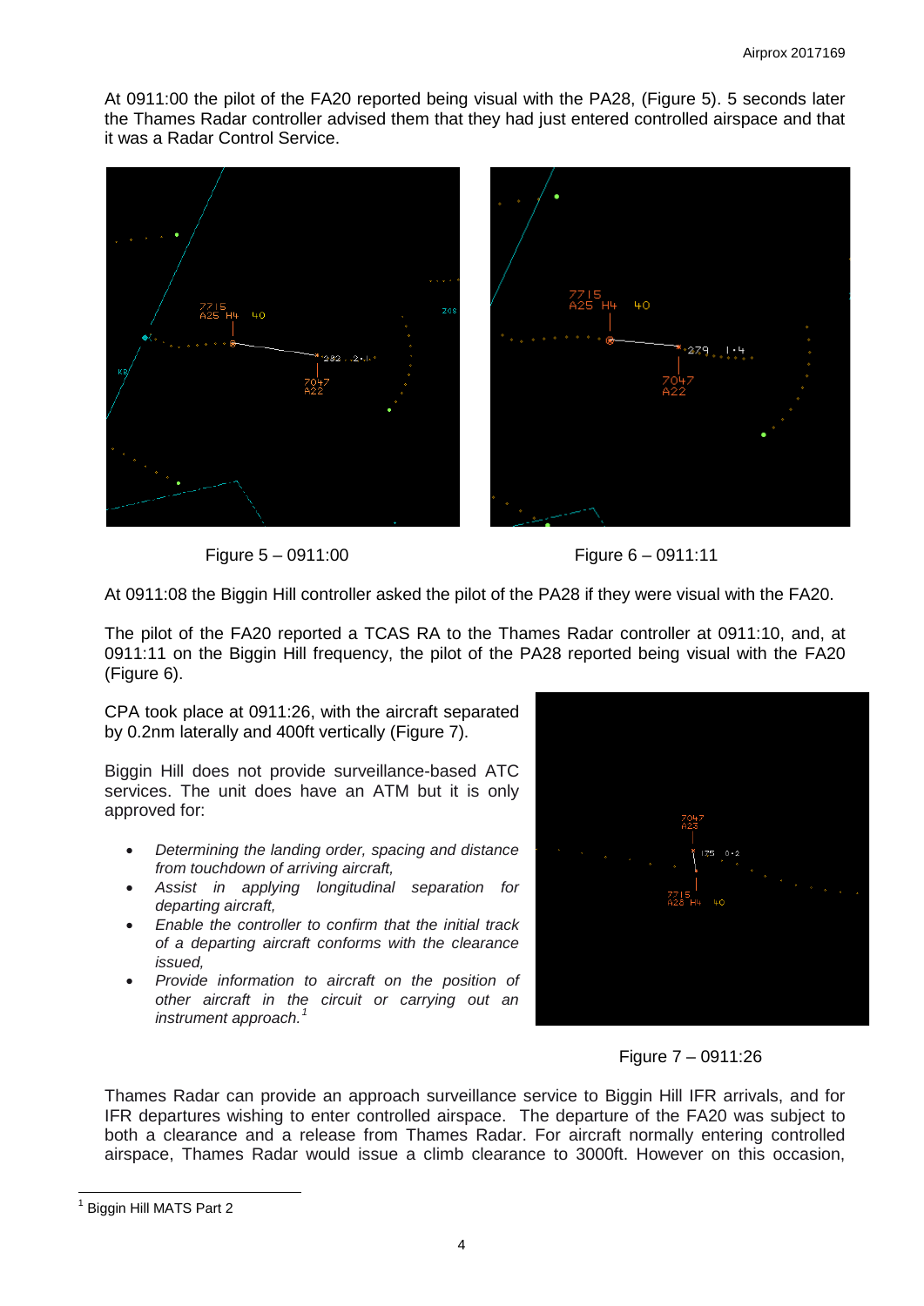At 0911:00 the pilot of the FA20 reported being visual with the PA28, (Figure 5). 5 seconds later the Thames Radar controller advised them that they had just entered controlled airspace and that it was a Radar Control Service.

Figure 5 – 0911:00

Figure 6 – 0911:11

At 0911:08 the Biggin Hill controller asked the pilot of the PA28 if they were visual with the FA20.

The pilot of the FA20 reported a TCAS RA to the Thames Radar controller at 0911:10, and, at 0911:11 on the Biggin Hill frequency, the pilot of the PA28 reported being visual with the FA20 (Figure 6).

CPA took place at 0911:26, with the aircraft separated by 0.2nm laterally and 400ft vertically (Figure 7).

Figure 7 – 0911:26

Biggin Hill does not provide surveillance-based ATC services. The unit does have an ATM but it is only approved for:

- *Determining the landing order, spacing and distance from touchdown of arriving aircraft,*
- *Assist in applying longitudinal separation for departing aircraft,*
- *Enable the controller to confirm that the initial track of a departing aircraft conforms with the clearance issued,*
- *Provide information to aircraft on the position of other aircraft in the circuit or carrying out an instrument approach.*[1]

Thames Radar can provide an approach surveillance service to Biggin Hill IFR arrivals, and for IFR departures wishing to enter controlled airspace. The departure of the FA20 was subject to both a clearance and a release from Thames Radar. For aircraft normally entering controlled airspace, Thames Radar would issue a climb clearance to 3000ft. However on this occasion,

[1] Biggin Hill MATS Part 2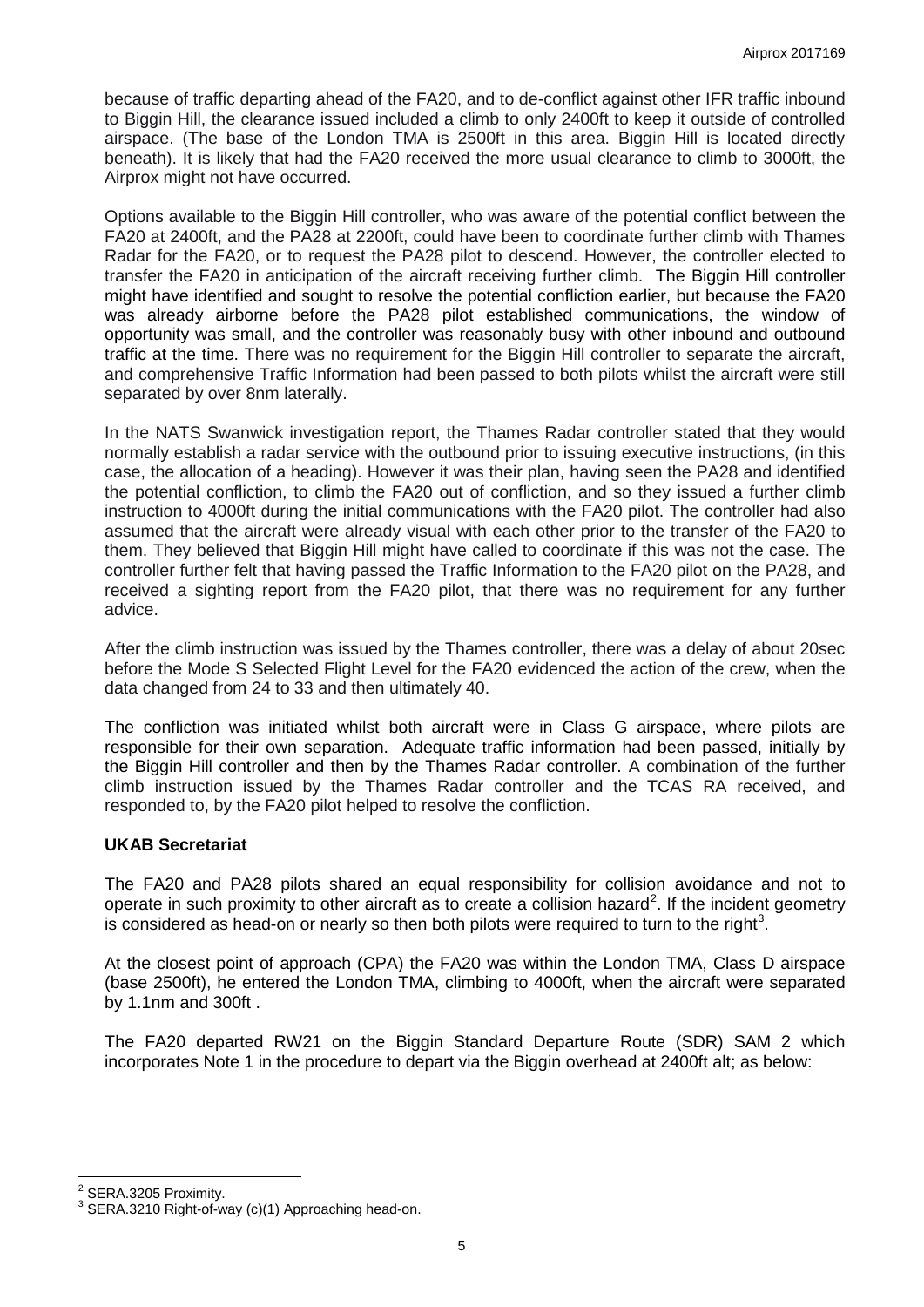because of traffic departing ahead of the FA20, and to de-conflict against other IFR traffic inbound to Biggin Hill, the clearance issued included a climb to only 2400ft to keep it outside of controlled airspace. (The base of the London TMA is 2500ft in this area. Biggin Hill is located directly beneath). It is likely that had the FA20 received the more usual clearance to climb to 3000ft, the Airprox might not have occurred.

Options available to the Biggin Hill controller, who was aware of the potential conflict between the FA20 at 2400ft, and the PA28 at 2200ft, could have been to coordinate further climb with Thames Radar for the FA20, or to request the PA28 pilot to descend. However, the controller elected to transfer the FA20 in anticipation of the aircraft receiving further climb. The Biggin Hill controller might have identified and sought to resolve the potential confliction earlier, but because the FA20 was already airborne before the PA28 pilot established communications, the window of opportunity was small, and the controller was reasonably busy with other inbound and outbound traffic at the time. There was no requirement for the Biggin Hill controller to separate the aircraft, and comprehensive Traffic Information had been passed to both pilots whilst the aircraft were still separated by over 8nm laterally.

In the NATS Swanwick investigation report, the Thames Radar controller stated that they would normally establish a radar service with the outbound prior to issuing executive instructions, (in this case, the allocation of a heading). However it was their plan, having seen the PA28 and identified the potential confliction, to climb the FA20 out of confliction, and so they issued a further climb instruction to 4000ft during the initial communications with the FA20 pilot. The controller had also assumed that the aircraft were already visual with each other prior to the transfer of the FA20 to them. They believed that Biggin Hill might have called to coordinate if this was not the case. The controller further felt that having passed the Traffic Information to the FA20 pilot on the PA28, and received a sighting report from the FA20 pilot, that there was no requirement for any further advice.

After the climb instruction was issued by the Thames controller, there was a delay of about 20sec before the Mode S Selected Flight Level for the FA20 evidenced the action of the crew, when the data changed from 24 to 33 and then ultimately 40.

The confliction was initiated whilst both aircraft were in Class G airspace, where pilots are responsible for their own separation. Adequate traffic information had been passed, initially by the Biggin Hill controller and then by the Thames Radar controller. A combination of the further climb instruction issued by the Thames Radar controller and the TCAS RA received, and responded to, by the FA20 pilot helped to resolve the confliction.

### UKAB Secretariat

The FA20 and PA28 pilots shared an equal responsibility for collision avoidance and not to operate in such proximity to other aircraft as to create a collision hazard[2]. If the incident geometry is considered as head-on or nearly so then both pilots were required to turn to the right[3].

At the closest point of approach (CPA) the FA20 was within the London TMA, Class D airspace (base 2500ft), he entered the London TMA, climbing to 4000ft, when the aircraft were separated by 1.1nm and 300ft .

The FA20 departed RW21 on the Biggin Standard Departure Route (SDR) SAM 2 which incorporates Note 1 in the procedure to depart via the Biggin overhead at 2400ft alt; as below:

---

[2] SERA.3205 Proximity.

[3] SERA.3210 Right-of-way (c)(1) Approaching head-on.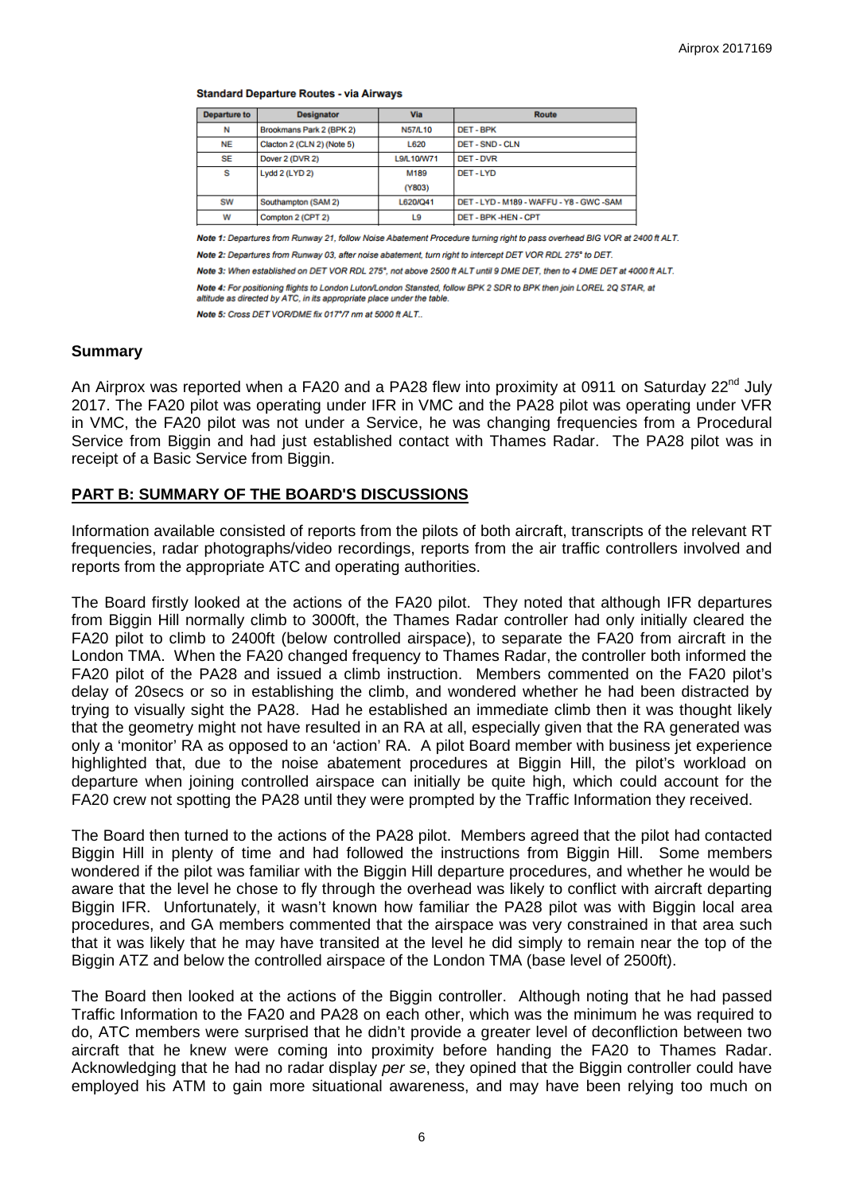**Standard Departure Routes - via Airways**

| Departure to | Designator | Via | Route |
|---|---|---|---|
| N | Brookmans Park 2 (BPK 2) | N57/L10 | DET - BPK |
| NE | Clacton 2 (CLN 2) (Note 5) | L620 | DET - SND - CLN |
| SE | Dover 2 (DVR 2) | L9/L10/W71 | DET - DVR |
| S | Lydd 2 (LYD 2) | M189 (Y803) | DET - LYD |
| SW | Southampton (SAM 2) | L620/Q41 | DET - LYD - M189 - WAFFU - Y8 - GWC -SAM |
| W | Compton 2 (CPT 2) | L9 | DET - BPK -HEN - CPT |

***Note 1:** Departures from Runway 21, follow Noise Abatement Procedure turning right to pass overhead BIG VOR at 2400 ft ALT.*

***Note 2:** Departures from Runway 03, after noise abatement, turn right to intercept DET VOR RDL 275° to DET.*

***Note 3:** When established on DET VOR RDL 275°, not above 2500 ft ALT until 9 DME DET, then to 4 DME DET at 4000 ft ALT.*

***Note 4:** For positioning flights to London Luton/London Stansted, follow BPK 2 SDR to BPK then join LOREL 2Q STAR, at altitude as directed by ATC, in its appropriate place under the table.*

***Note 5:** Cross DET VOR/DME fix 017°/7 nm at 5000 ft ALT..*

## Summary

An Airprox was reported when a FA20 and a PA28 flew into proximity at 0911 on Saturday 22nd July 2017. The FA20 pilot was operating under IFR in VMC and the PA28 pilot was operating under VFR in VMC, the FA20 pilot was not under a Service, he was changing frequencies from a Procedural Service from Biggin and had just established contact with Thames Radar. The PA28 pilot was in receipt of a Basic Service from Biggin.

## PART B: SUMMARY OF THE BOARD'S DISCUSSIONS

Information available consisted of reports from the pilots of both aircraft, transcripts of the relevant RT frequencies, radar photographs/video recordings, reports from the air traffic controllers involved and reports from the appropriate ATC and operating authorities.

The Board firstly looked at the actions of the FA20 pilot. They noted that although IFR departures from Biggin Hill normally climb to 3000ft, the Thames Radar controller had only initially cleared the FA20 pilot to climb to 2400ft (below controlled airspace), to separate the FA20 from aircraft in the London TMA. When the FA20 changed frequency to Thames Radar, the controller both informed the FA20 pilot of the PA28 and issued a climb instruction. Members commented on the FA20 pilot's delay of 20secs or so in establishing the climb, and wondered whether he had been distracted by trying to visually sight the PA28. Had he established an immediate climb then it was thought likely that the geometry might not have resulted in an RA at all, especially given that the RA generated was only a 'monitor' RA as opposed to an 'action' RA. A pilot Board member with business jet experience highlighted that, due to the noise abatement procedures at Biggin Hill, the pilot's workload on departure when joining controlled airspace can initially be quite high, which could account for the FA20 crew not spotting the PA28 until they were prompted by the Traffic Information they received.

The Board then turned to the actions of the PA28 pilot. Members agreed that the pilot had contacted Biggin Hill in plenty of time and had followed the instructions from Biggin Hill. Some members wondered if the pilot was familiar with the Biggin Hill departure procedures, and whether he would be aware that the level he chose to fly through the overhead was likely to conflict with aircraft departing Biggin IFR. Unfortunately, it wasn't known how familiar the PA28 pilot was with Biggin local area procedures, and GA members commented that the airspace was very constrained in that area such that it was likely that he may have transited at the level he did simply to remain near the top of the Biggin ATZ and below the controlled airspace of the London TMA (base level of 2500ft).

The Board then looked at the actions of the Biggin controller. Although noting that he had passed Traffic Information to the FA20 and PA28 on each other, which was the minimum he was required to do, ATC members were surprised that he didn't provide a greater level of deconfliction between two aircraft that he knew were coming into proximity before handing the FA20 to Thames Radar. Acknowledging that he had no radar display *per se*, they opined that the Biggin controller could have employed his ATM to gain more situational awareness, and may have been relying too much on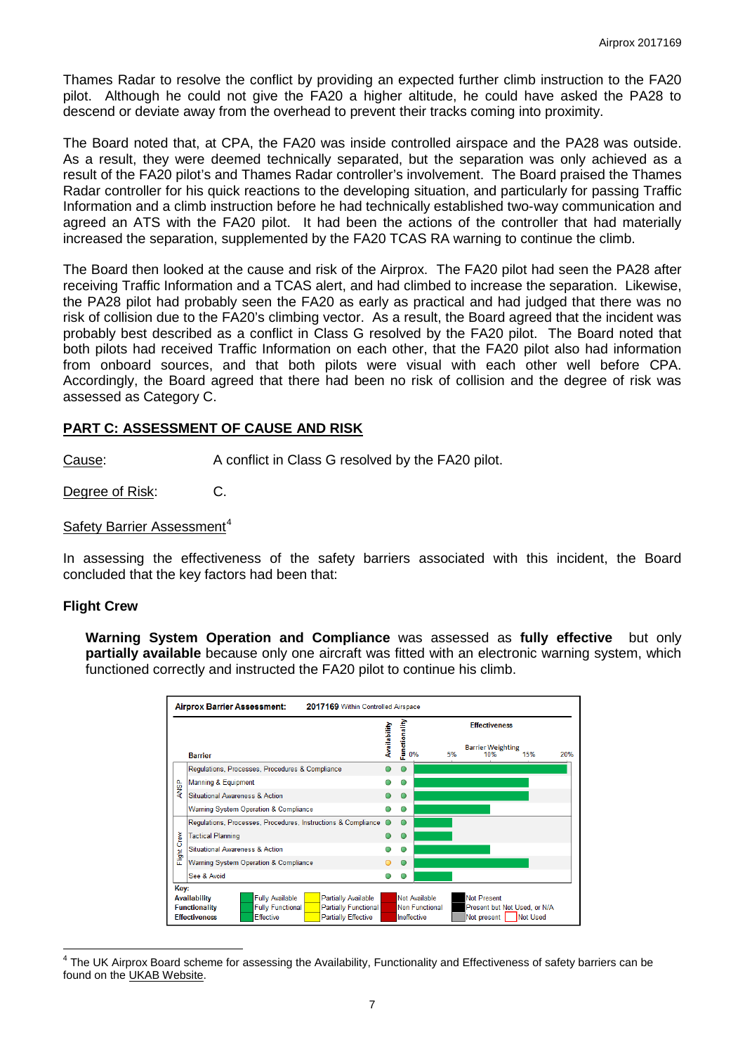Thames Radar to resolve the conflict by providing an expected further climb instruction to the FA20 pilot. Although he could not give the FA20 a higher altitude, he could have asked the PA28 to descend or deviate away from the overhead to prevent their tracks coming into proximity.

The Board noted that, at CPA, the FA20 was inside controlled airspace and the PA28 was outside. As a result, they were deemed technically separated, but the separation was only achieved as a result of the FA20 pilot's and Thames Radar controller's involvement. The Board praised the Thames Radar controller for his quick reactions to the developing situation, and particularly for passing Traffic Information and a climb instruction before he had technically established two-way communication and agreed an ATS with the FA20 pilot. It had been the actions of the controller that had materially increased the separation, supplemented by the FA20 TCAS RA warning to continue the climb.

The Board then looked at the cause and risk of the Airprox. The FA20 pilot had seen the PA28 after receiving Traffic Information and a TCAS alert, and had climbed to increase the separation. Likewise, the PA28 pilot had probably seen the FA20 as early as practical and had judged that there was no risk of collision due to the FA20's climbing vector. As a result, the Board agreed that the incident was probably best described as a conflict in Class G resolved by the FA20 pilot. The Board noted that both pilots had received Traffic Information on each other, that the FA20 pilot also had information from onboard sources, and that both pilots were visual with each other well before CPA. Accordingly, the Board agreed that there had been no risk of collision and the degree of risk was assessed as Category C.

## PART C: ASSESSMENT OF CAUSE AND RISK

Cause: A conflict in Class G resolved by the FA20 pilot.

Degree of Risk: C.

Safety Barrier Assessment[4]

In assessing the effectiveness of the safety barriers associated with this incident, the Board concluded that the key factors had been that:

### Flight Crew

**Warning System Operation and Compliance** was assessed as **fully effective** but only **partially available** because only one aircraft was fitted with an electronic warning system, which functioned correctly and instructed the FA20 pilot to continue his climb.

Airprox Barrier Assessment: 2017169 Within Controlled Airspace

Barrier | Availability | Functionality | Effectiveness | Barrier Weighting 0% 5% 10% 15% 20%

ANSP:
Regulations, Processes, Procedures & Compliance
Manning & Equipment
Situational Awareness & Action
Warning System Operation & Compliance

Flight Crew:
Regulations, Processes, Procedures, Instructions & Compliance
Tactical Planning
Situational Awareness & Action
Warning System Operation & Compliance
See & Avoid

Key:
Availability: Fully Available / Partially Available / Not Available / Not Present
Functionality: Fully Functional / Partially Functional / Non Functional / Present but Not Used, or N/A
Effectiveness: Effective / Partially Effective / Ineffective / Not present / Not Used

[4] The UK Airprox Board scheme for assessing the Availability, Functionality and Effectiveness of safety barriers can be found on the UKAB Website.